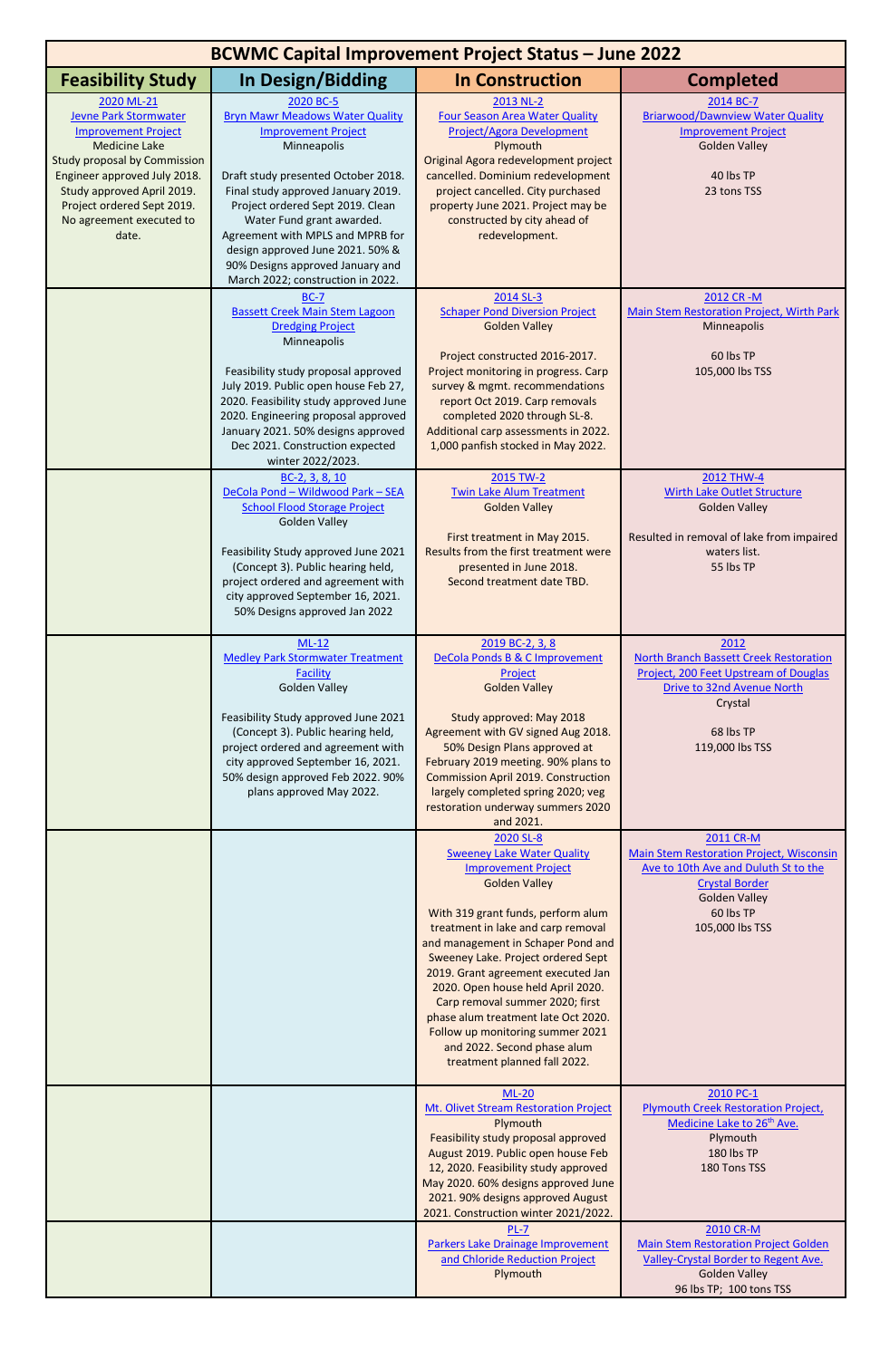# BCWMC Capital Improvement Project Status – June 2022

| Feasibility Study | In Design/Bidding | In Construction | Completed |
|---|---|---|---|
| 2020 ML-21<br>Jevne Park Stormwater Improvement Project<br>Medicine Lake<br>Study proposal by Commission Engineer approved July 2018. Study approved April 2019. Project ordered Sept 2019. No agreement executed to date. | 2020 BC-5<br>Bryn Mawr Meadows Water Quality Improvement Project<br>Minneapolis<br><br>Draft study presented October 2018. Final study approved January 2019. Project ordered Sept 2019. Clean Water Fund grant awarded. Agreement with MPLS and MPRB for design approved June 2021. 50% & 90% Designs approved January and March 2022; construction in 2022. | 2013 NL-2<br>Four Season Area Water Quality Project/Agora Development<br>Plymouth<br>Original Agora redevelopment project cancelled. Dominium redevelopment project cancelled. City purchased property June 2021. Project may be constructed by city ahead of redevelopment. | 2014 BC-7<br>Briarwood/Dawnview Water Quality Improvement Project<br>Golden Valley<br><br>40 lbs TP<br>23 tons TSS |
| | BC-7<br>Bassett Creek Main Stem Lagoon Dredging Project<br>Minneapolis<br><br>Feasibility study proposal approved July 2019. Public open house Feb 27, 2020. Feasibility study approved June 2020. Engineering proposal approved January 2021. 50% designs approved Dec 2021. Construction expected winter 2022/2023. | 2014 SL-3<br>Schaper Pond Diversion Project<br>Golden Valley<br><br>Project constructed 2016-2017. Project monitoring in progress. Carp survey & mgmt. recommendations report Oct 2019. Carp removals completed 2020 through SL-8. Additional carp assessments in 2022. 1,000 panfish stocked in May 2022. | 2012 CR -M<br>Main Stem Restoration Project, Wirth Park<br>Minneapolis<br><br>60 lbs TP<br>105,000 lbs TSS |
| | BC-2, 3, 8, 10<br>DeCola Pond – Wildwood Park – SEA School Flood Storage Project<br>Golden Valley<br><br>Feasibility Study approved June 2021 (Concept 3). Public hearing held, project ordered and agreement with city approved September 16, 2021. 50% Designs approved Jan 2022 | 2015 TW-2<br>Twin Lake Alum Treatment<br>Golden Valley<br><br>First treatment in May 2015. Results from the first treatment were presented in June 2018. Second treatment date TBD. | 2012 THW-4<br>Wirth Lake Outlet Structure<br>Golden Valley<br><br>Resulted in removal of lake from impaired waters list.<br>55 lbs TP |
| | ML-12<br>Medley Park Stormwater Treatment Facility<br>Golden Valley<br><br>Feasibility Study approved June 2021 (Concept 3). Public hearing held, project ordered and agreement with city approved September 16, 2021. 50% design approved Feb 2022. 90% plans approved May 2022. | 2019 BC-2, 3, 8<br>DeCola Ponds B & C Improvement Project<br>Golden Valley<br><br>Study approved: May 2018 Agreement with GV signed Aug 2018. 50% Design Plans approved at February 2019 meeting. 90% plans to Commission April 2019. Construction largely completed spring 2020; veg restoration underway summers 2020 and 2021. | 2012<br>North Branch Bassett Creek Restoration Project, 200 Feet Upstream of Douglas Drive to 32nd Avenue North<br>Crystal<br><br>68 lbs TP<br>119,000 lbs TSS |
| | | 2020 SL-8<br>Sweeney Lake Water Quality Improvement Project<br>Golden Valley<br><br>With 319 grant funds, perform alum treatment in lake and carp removal and management in Schaper Pond and Sweeney Lake. Project ordered Sept 2019. Grant agreement executed Jan 2020. Open house held April 2020. Carp removal summer 2020; first phase alum treatment late Oct 2020. Follow up monitoring summer 2021 and 2022. Second phase alum treatment planned fall 2022. | 2011 CR-M<br>Main Stem Restoration Project, Wisconsin Ave to 10th Ave and Duluth St to the Crystal Border<br>Golden Valley<br>60 lbs TP<br>105,000 lbs TSS |
| | | ML-20<br>Mt. Olivet Stream Restoration Project<br>Plymouth<br>Feasibility study proposal approved August 2019. Public open house Feb 12, 2020. Feasibility study approved May 2020. 60% designs approved June 2021. 90% designs approved August 2021. Construction winter 2021/2022. | 2010 PC-1<br>Plymouth Creek Restoration Project, Medicine Lake to 26th Ave.<br>Plymouth<br>180 lbs TP<br>180 Tons TSS |
| | | PL-7<br>Parkers Lake Drainage Improvement and Chloride Reduction Project<br>Plymouth | 2010 CR-M<br>Main Stem Restoration Project Golden Valley-Crystal Border to Regent Ave.<br>Golden Valley<br>96 lbs TP; 100 tons TSS |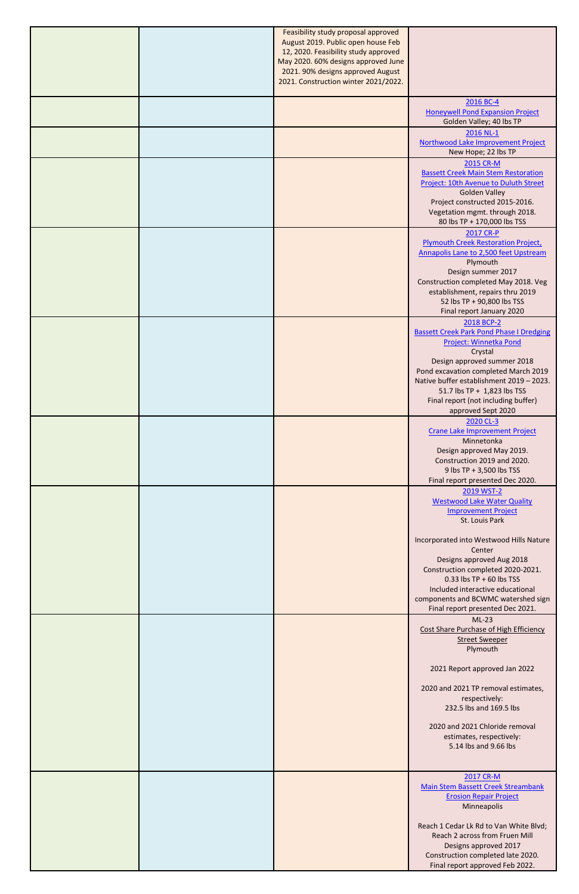| | | | |
|---|---|---|---|
| | | Feasibility study proposal approved August 2019. Public open house Feb 12, 2020. Feasibility study approved May 2020. 60% designs approved June 2021. 90% designs approved August 2021. Construction winter 2021/2022. | |
| | | | 2016 BC-4<br>Honeywell Pond Expansion Project<br>Golden Valley; 40 lbs TP |
| | | | 2016 NL-1<br>Northwood Lake Improvement Project<br>New Hope; 22 lbs TP |
| | | | 2015 CR-M<br>Bassett Creek Main Stem Restoration Project: 10th Avenue to Duluth Street<br>Golden Valley<br>Project constructed 2015-2016.<br>Vegetation mgmt. through 2018.<br>80 lbs TP + 170,000 lbs TSS |
| | | | 2017 CR-P<br>Plymouth Creek Restoration Project, Annapolis Lane to 2,500 feet Upstream<br>Plymouth<br>Design summer 2017<br>Construction completed May 2018. Veg establishment, repairs thru 2019<br>52 lbs TP + 90,800 lbs TSS<br>Final report January 2020 |
| | | | 2018 BCP-2<br>Bassett Creek Park Pond Phase I Dredging Project: Winnetka Pond<br>Crystal<br>Design approved summer 2018<br>Pond excavation completed March 2019<br>Native buffer establishment 2019 – 2023.<br>51.7 lbs TP + 1,823 lbs TSS<br>Final report (not including buffer) approved Sept 2020 |
| | | | 2020 CL-3<br>Crane Lake Improvement Project<br>Minnetonka<br>Design approved May 2019.<br>Construction 2019 and 2020.<br>9 lbs TP + 3,500 lbs TSS<br>Final report presented Dec 2020. |
| | | | 2019 WST-2<br>Westwood Lake Water Quality Improvement Project<br>St. Louis Park<br><br>Incorporated into Westwood Hills Nature Center<br>Designs approved Aug 2018<br>Construction completed 2020-2021.<br>0.33 lbs TP + 60 lbs TSS<br>Included interactive educational components and BCWMC watershed sign<br>Final report presented Dec 2021. |
| | | | ML-23<br>Cost Share Purchase of High Efficiency Street Sweeper<br>Plymouth<br><br>2021 Report approved Jan 2022<br><br>2020 and 2021 TP removal estimates, respectively:<br>232.5 lbs and 169.5 lbs<br><br>2020 and 2021 Chloride removal estimates, respectively:<br>5.14 lbs and 9.66 lbs |
| | | | 2017 CR-M<br>Main Stem Bassett Creek Streambank Erosion Repair Project<br>Minneapolis<br><br>Reach 1 Cedar Lk Rd to Van White Blvd;<br>Reach 2 across from Fruen Mill<br>Designs approved 2017<br>Construction completed late 2020.<br>Final report approved Feb 2022. |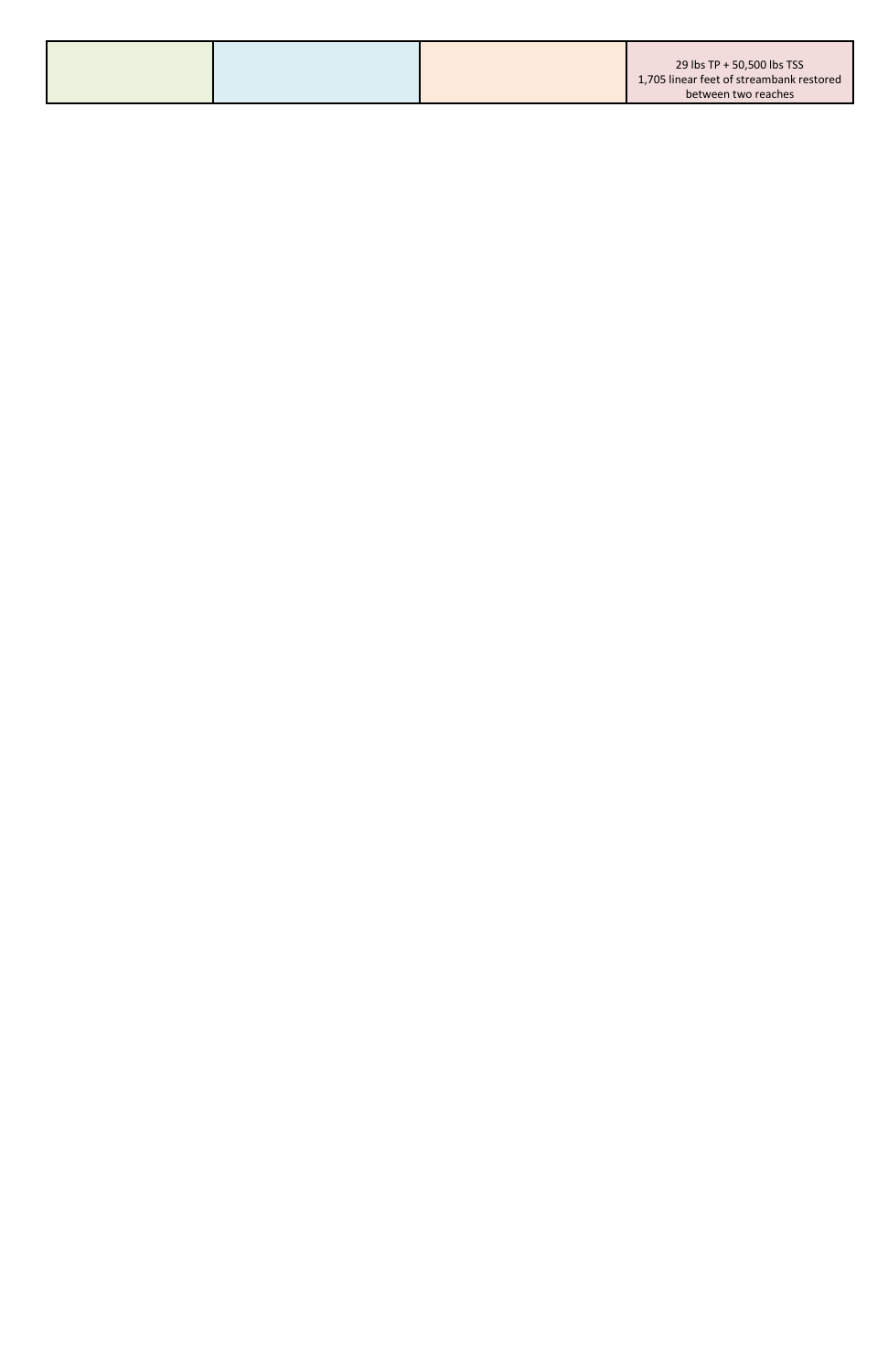| | | | |
|---|---|---|---|
| | | | 29 lbs TP + 50,500 lbs TSS<br>1,705 linear feet of streambank restored between two reaches |